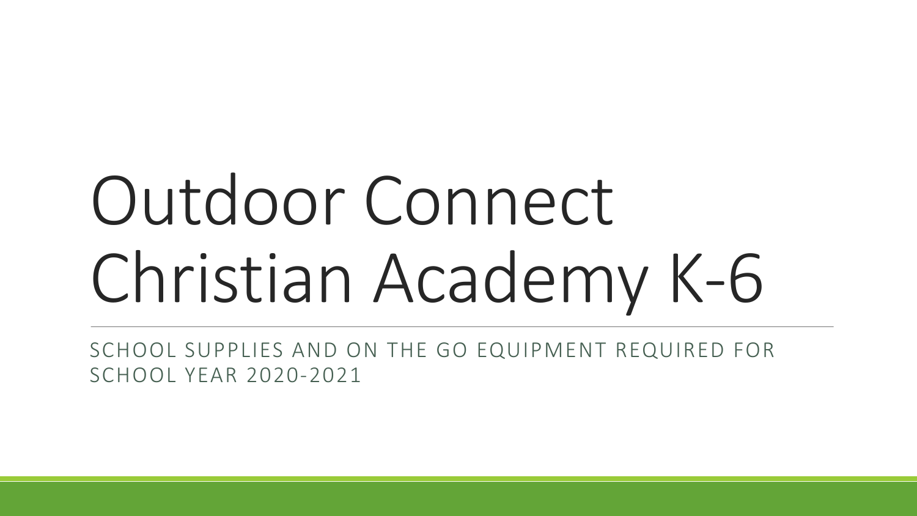# Outdoor Connect Christian Academy K-6

SCHOOL SUPPLIES AND ON THE GO EQUIPMENT REQUIRED FOR SCHOOL YEAR 2020-2021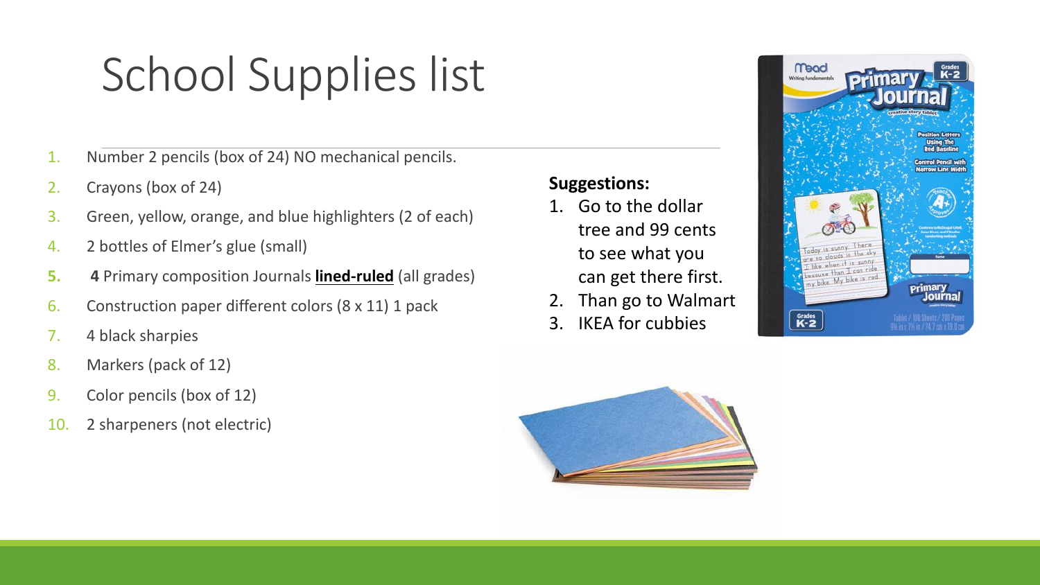# School Supplies list

1. Number 2 pencils (box of 24) NO mechanical pencils.
2. Crayons (box of 24)
3. Green, yellow, orange, and blue highlighters (2 of each)
4. 2 bottles of Elmer's glue (small)
5. **4** Primary composition Journals **lined-ruled** (all grades)
6. Construction paper different colors (8 x 11) 1 pack
7. 4 black sharpies
8. Markers (pack of 12)
9. Color pencils (box of 12)
10. 2 sharpeners (not electric)

**Suggestions:**

1. Go to the dollar tree and 99 cents to see what you can get there first.
2. Than go to Walmart
3. IKEA for cubbies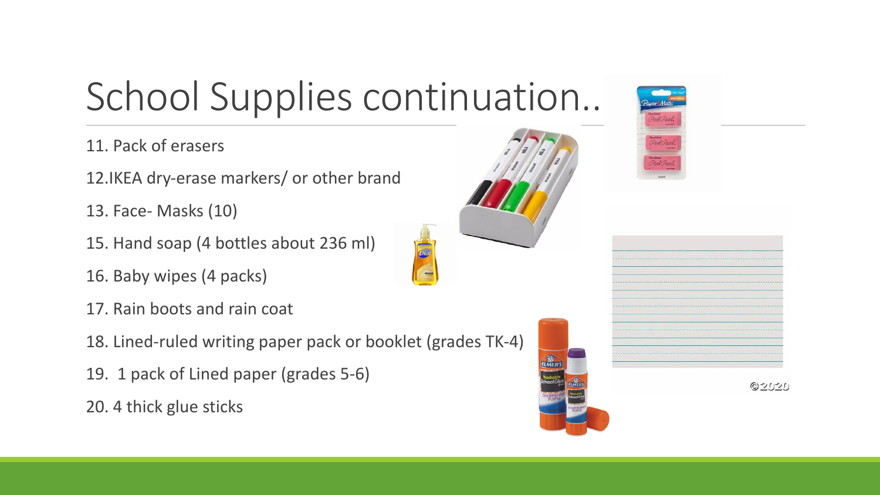# School Supplies continuation..

11. Pack of erasers

12.IKEA dry-erase markers/ or other brand

13. Face- Masks (10)

15. Hand soap (4 bottles about 236 ml)

16. Baby wipes (4 packs)

17. Rain boots and rain coat

18. Lined-ruled writing paper pack or booklet (grades TK-4)

19. 1 pack of Lined paper (grades 5-6)

20. 4 thick glue sticks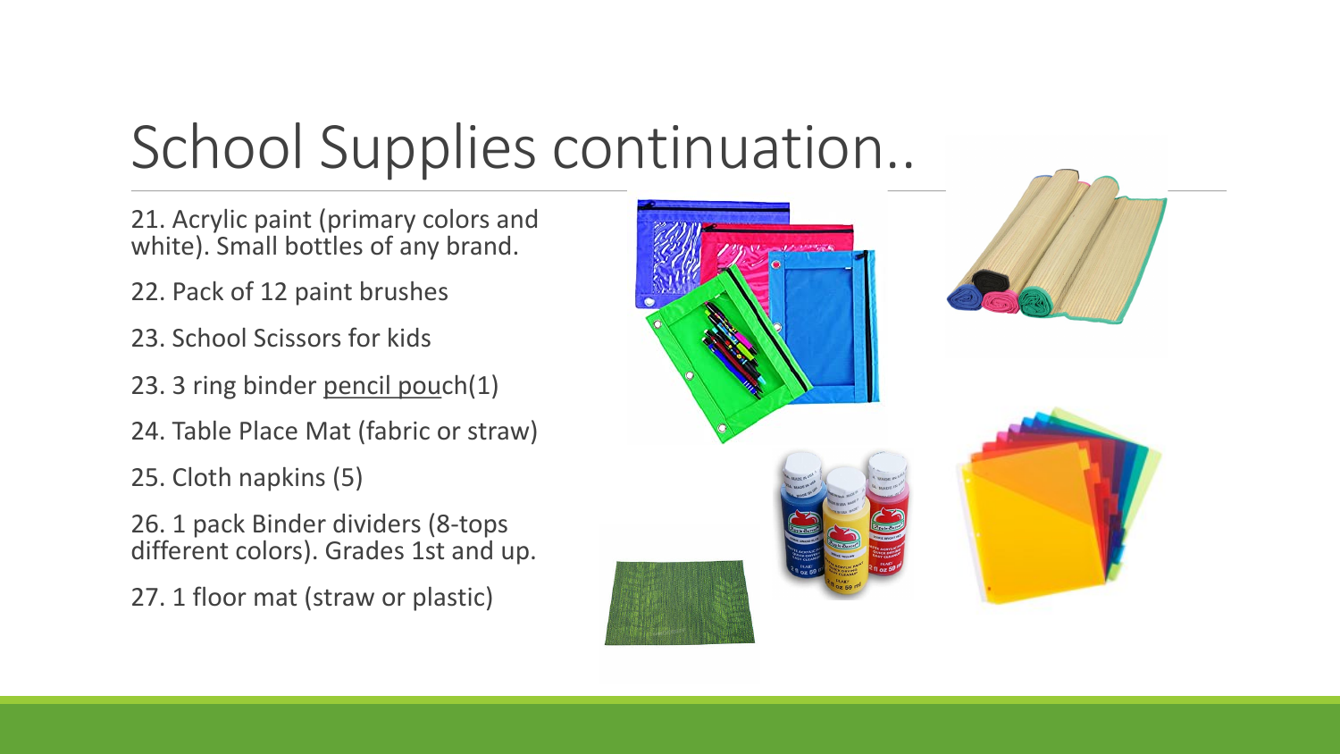# School Supplies continuation..

21. Acrylic paint (primary colors and white). Small bottles of any brand.

22. Pack of 12 paint brushes

23. School Scissors for kids

23. 3 ring binder pencil pouch(1)

24. Table Place Mat (fabric or straw)

25. Cloth napkins (5)

26. 1 pack Binder dividers (8-tops different colors). Grades 1st and up.

27. 1 floor mat (straw or plastic)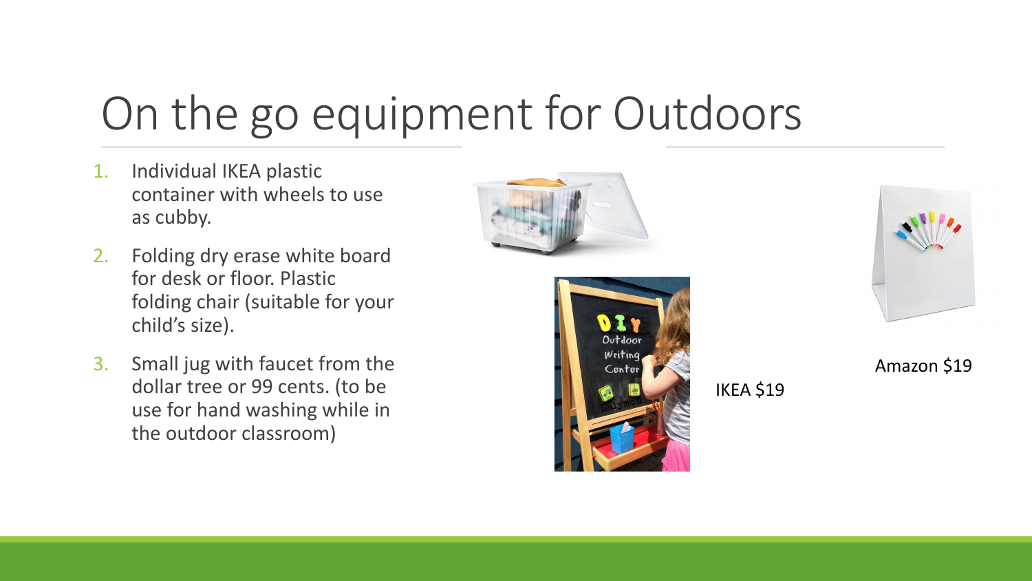# On the go equipment for Outdoors

1. Individual IKEA plastic container with wheels to use as cubby.
2. Folding dry erase white board for desk or floor. Plastic folding chair (suitable for your child's size).
3. Small jug with faucet from the dollar tree or 99 cents. (to be use for hand washing while in the outdoor classroom)

IKEA $19

Amazon $19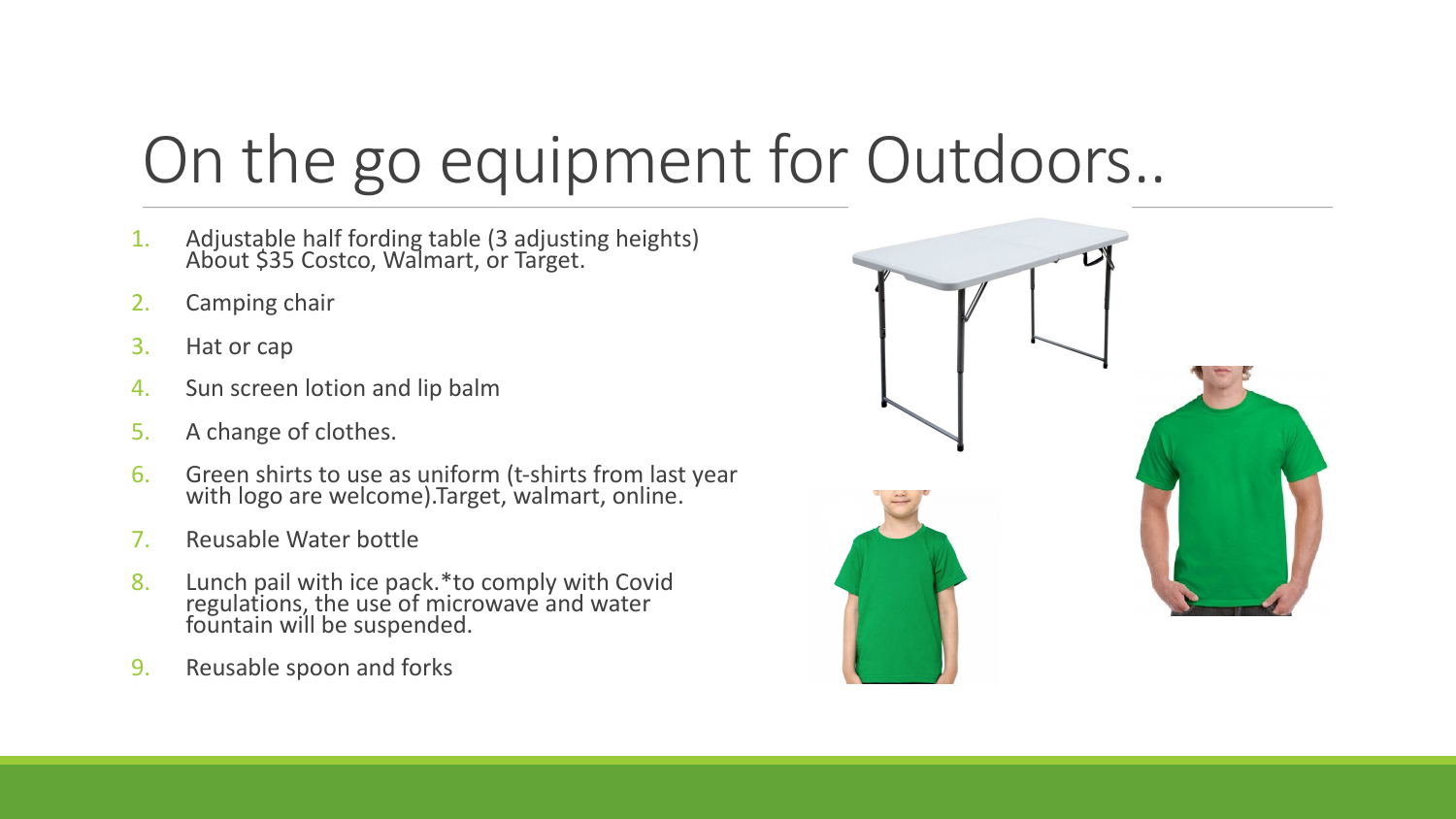# On the go equipment for Outdoors..

1. Adjustable half fording table (3 adjusting heights) About $35 Costco, Walmart, or Target.
2. Camping chair
3. Hat or cap
4. Sun screen lotion and lip balm
5. A change of clothes.
6. Green shirts to use as uniform (t-shirts from last year with logo are welcome).Target, walmart, online.
7. Reusable Water bottle
8. Lunch pail with ice pack.*to comply with Covid regulations, the use of microwave and water fountain will be suspended.
9. Reusable spoon and forks